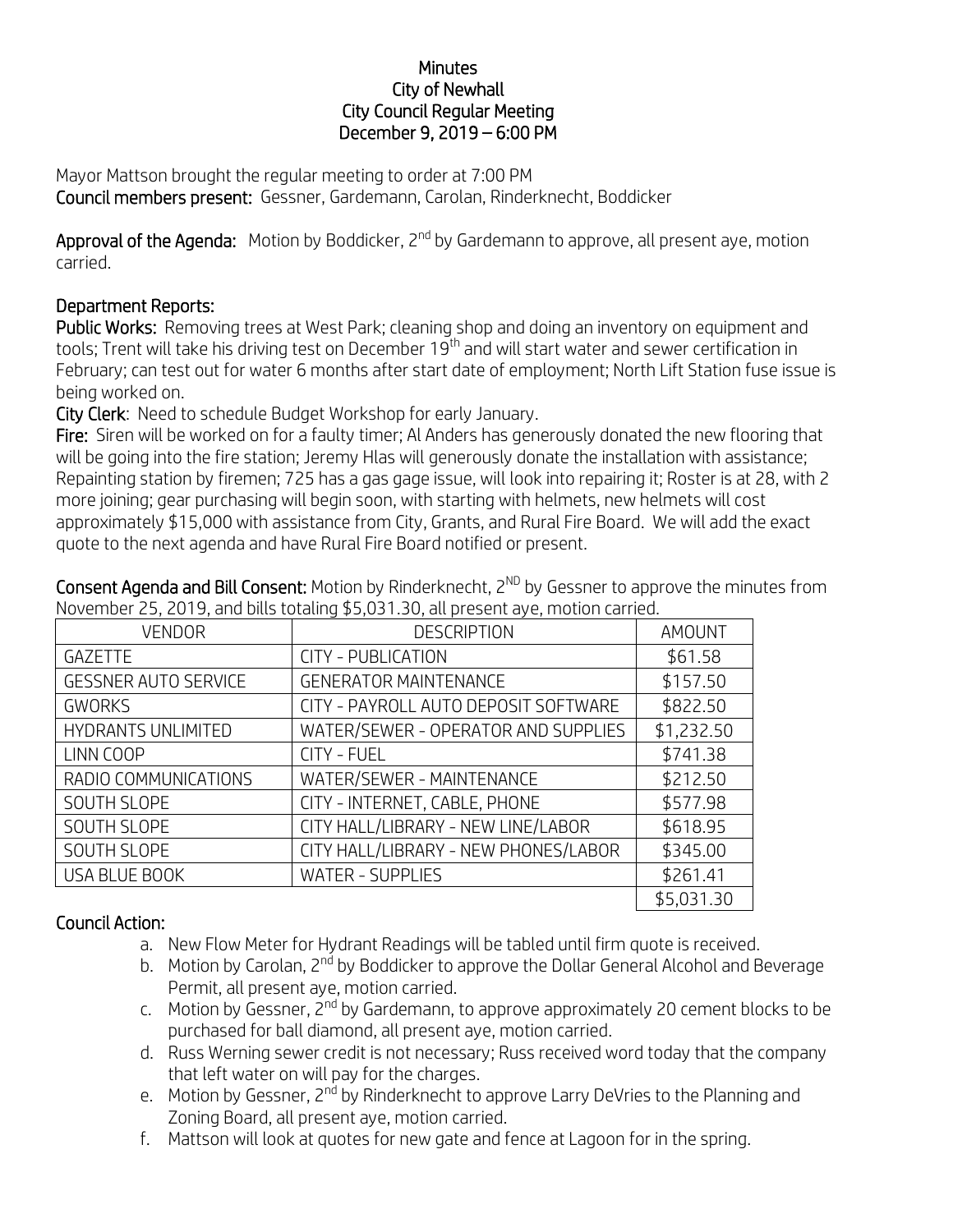# Minutes
# City of Newhall
# City Council Regular Meeting
# December 9, 2019 – 6:00 PM

Mayor Mattson brought the regular meeting to order at 7:00 PM

**Council members present:** Gessner, Gardemann, Carolan, Rinderknecht, Boddicker

**Approval of the Agenda:** Motion by Boddicker, 2nd by Gardemann to approve, all present aye, motion carried.

## Department Reports:

**Public Works:** Removing trees at West Park; cleaning shop and doing an inventory on equipment and tools; Trent will take his driving test on December 19th and will start water and sewer certification in February; can test out for water 6 months after start date of employment; North Lift Station fuse issue is being worked on.

**City Clerk**: Need to schedule Budget Workshop for early January.

**Fire:** Siren will be worked on for a faulty timer; Al Anders has generously donated the new flooring that will be going into the fire station; Jeremy Hlas will generously donate the installation with assistance; Repainting station by firemen; 725 has a gas gage issue, will look into repairing it; Roster is at 28, with 2 more joining; gear purchasing will begin soon, with starting with helmets, new helmets will cost approximately $15,000 with assistance from City, Grants, and Rural Fire Board. We will add the exact quote to the next agenda and have Rural Fire Board notified or present.

**Consent Agenda and Bill Consent:** Motion by Rinderknecht, 2ND by Gessner to approve the minutes from November 25, 2019, and bills totaling $5,031.30, all present aye, motion carried.

| VENDOR | DESCRIPTION | AMOUNT |
|---|---|---|
| GAZETTE | CITY - PUBLICATION | $61.58 |
| GESSNER AUTO SERVICE | GENERATOR MAINTENANCE | $157.50 |
| GWORKS | CITY - PAYROLL AUTO DEPOSIT SOFTWARE | $822.50 |
| HYDRANTS UNLIMITED | WATER/SEWER - OPERATOR AND SUPPLIES | $1,232.50 |
| LINN COOP | CITY - FUEL | $741.38 |
| RADIO COMMUNICATIONS | WATER/SEWER - MAINTENANCE | $212.50 |
| SOUTH SLOPE | CITY - INTERNET, CABLE, PHONE | $577.98 |
| SOUTH SLOPE | CITY HALL/LIBRARY - NEW LINE/LABOR | $618.95 |
| SOUTH SLOPE | CITY HALL/LIBRARY - NEW PHONES/LABOR | $345.00 |
| USA BLUE BOOK | WATER - SUPPLIES | $261.41 |
| | | $5,031.30 |

## Council Action:

a. New Flow Meter for Hydrant Readings will be tabled until firm quote is received.
b. Motion by Carolan, 2nd by Boddicker to approve the Dollar General Alcohol and Beverage Permit, all present aye, motion carried.
c. Motion by Gessner, 2nd by Gardemann, to approve approximately 20 cement blocks to be purchased for ball diamond, all present aye, motion carried.
d. Russ Werning sewer credit is not necessary; Russ received word today that the company that left water on will pay for the charges.
e. Motion by Gessner, 2nd by Rinderknecht to approve Larry DeVries to the Planning and Zoning Board, all present aye, motion carried.
f. Mattson will look at quotes for new gate and fence at Lagoon for in the spring.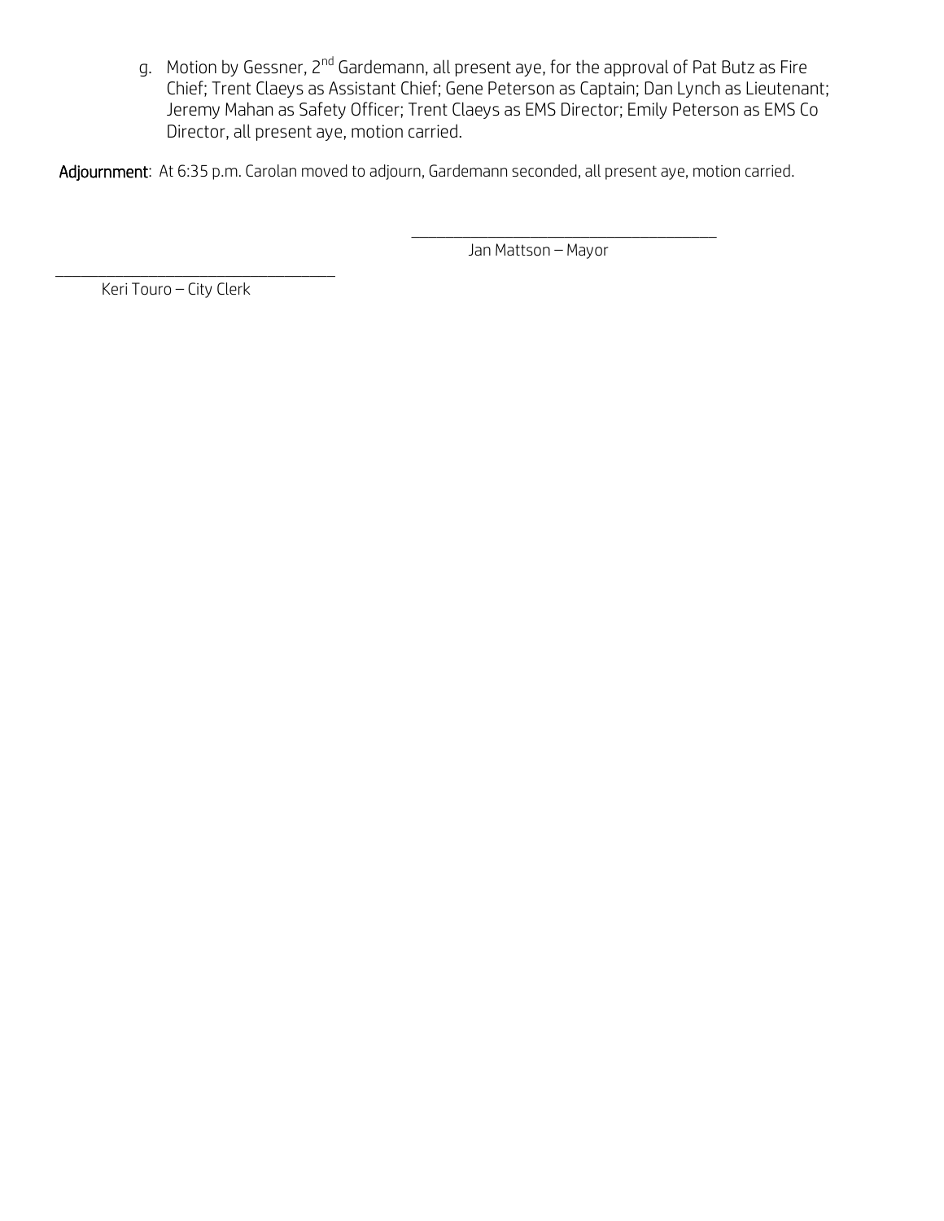g. Motion by Gessner, 2nd Gardemann, all present aye, for the approval of Pat Butz as Fire Chief; Trent Claeys as Assistant Chief; Gene Peterson as Captain; Dan Lynch as Lieutenant; Jeremy Mahan as Safety Officer; Trent Claeys as EMS Director; Emily Peterson as EMS Co Director, all present aye, motion carried.

**Adjournment**: At 6:35 p.m. Carolan moved to adjourn, Gardemann seconded, all present aye, motion carried.

\_\_\_\_\_\_\_\_\_\_\_\_\_\_\_\_\_\_\_\_\_\_\_\_\_\_\_\_\_\_\_\_\_\_\_\_\_\_\_\_

Jan Mattson – Mayor

\_\_\_\_\_\_\_\_\_\_\_\_\_\_\_\_\_\_\_\_\_\_\_\_\_\_\_\_\_\_\_\_\_\_\_\_\_\_\_\_

Keri Touro – City Clerk